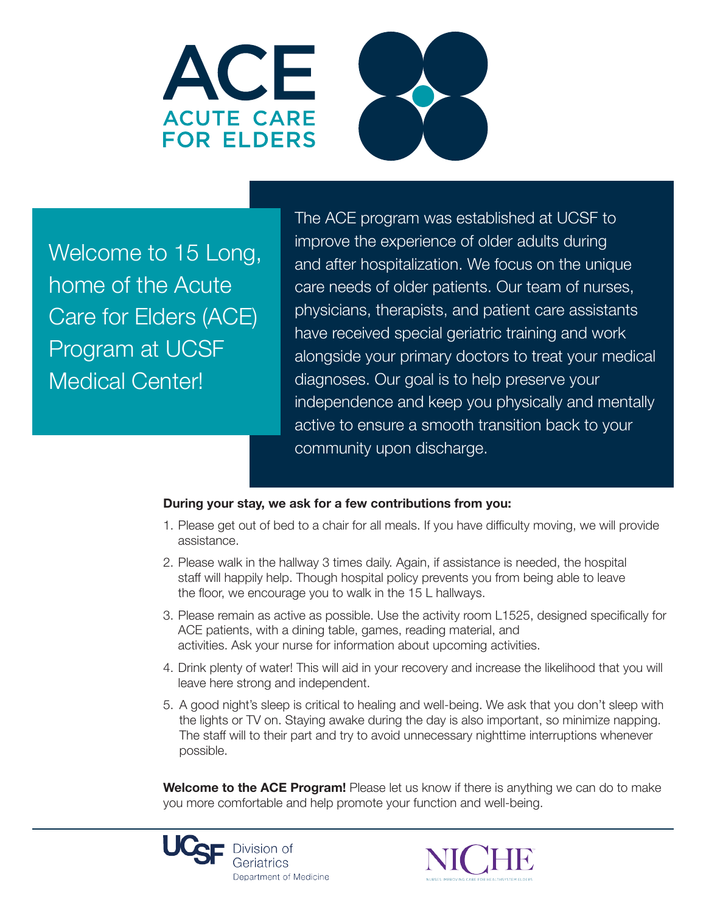# ACE

## ACUTE CARE FOR ELDERS

Welcome to 15 Long, home of the Acute Care for Elders (ACE) Program at UCSF Medical Center!

The ACE program was established at UCSF to improve the experience of older adults during and after hospitalization. We focus on the unique care needs of older patients. Our team of nurses, physicians, therapists, and patient care assistants have received special geriatric training and work alongside your primary doctors to treat your medical diagnoses. Our goal is to help preserve your independence and keep you physically and mentally active to ensure a smooth transition back to your community upon discharge.

**During your stay, we ask for a few contributions from you:**

1. Please get out of bed to a chair for all meals. If you have difficulty moving, we will provide assistance.
2. Please walk in the hallway 3 times daily. Again, if assistance is needed, the hospital staff will happily help. Though hospital policy prevents you from being able to leave the floor, we encourage you to walk in the 15 L hallways.
3. Please remain as active as possible. Use the activity room L1525, designed specifically for ACE patients, with a dining table, games, reading material, and activities. Ask your nurse for information about upcoming activities.
4. Drink plenty of water! This will aid in your recovery and increase the likelihood that you will leave here strong and independent.
5. A good night's sleep is critical to healing and well-being. We ask that you don't sleep with the lights or TV on. Staying awake during the day is also important, so minimize napping. The staff will to their part and try to avoid unnecessary nighttime interruptions whenever possible.

**Welcome to the ACE Program!** Please let us know if there is anything we can do to make you more comfortable and help promote your function and well-being.

UCSF Division of Geriatrics
Department of Medicine

NICHE
NURSES IMPROVING CARE FOR HEALTHSYSTEM ELDERS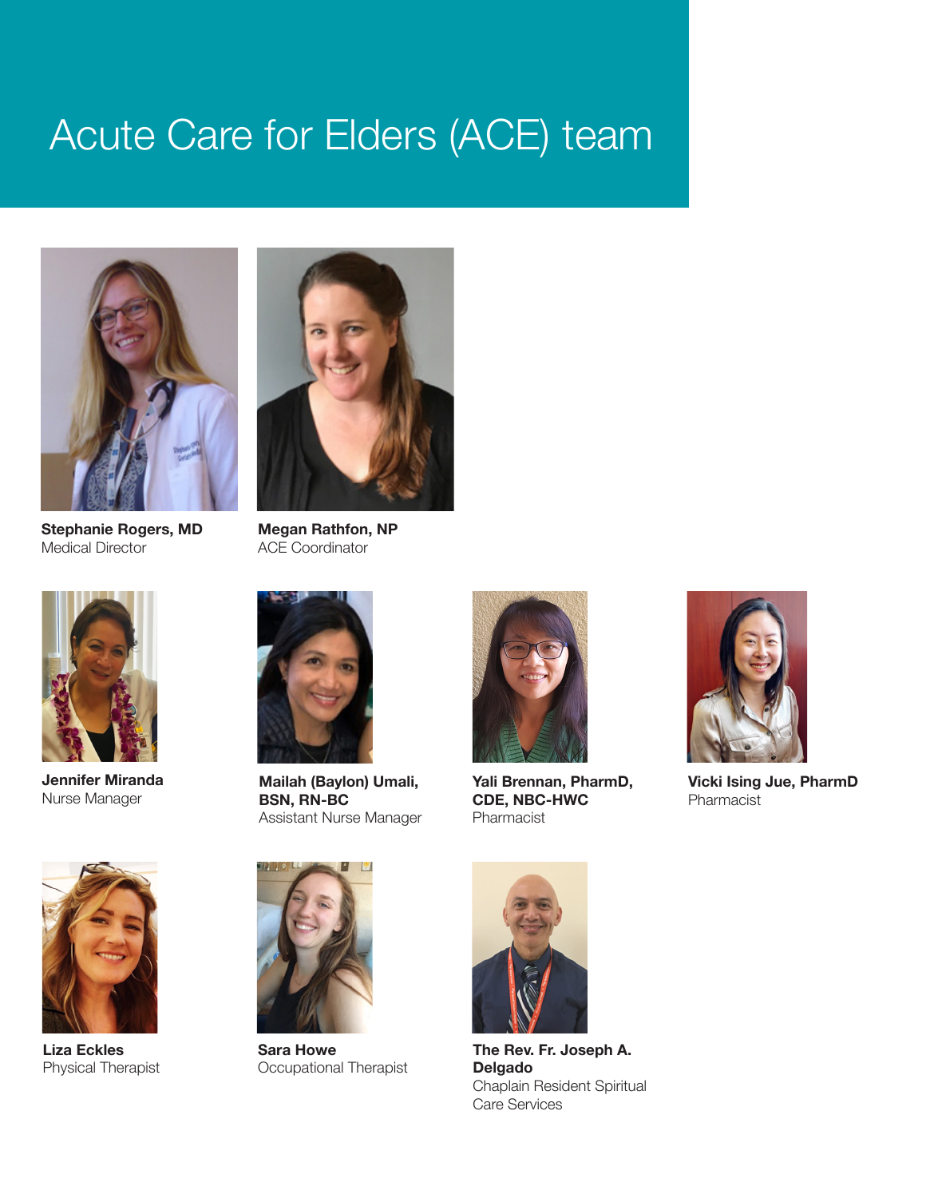# Acute Care for Elders (ACE) team

**Stephanie Rogers, MD**
Medical Director

**Megan Rathfon, NP**
ACE Coordinator

**Jennifer Miranda**
Nurse Manager

**Mailah (Baylon) Umali, BSN, RN-BC**
Assistant Nurse Manager

**Yali Brennan, PharmD, CDE, NBC-HWC**
Pharmacist

**Vicki Ising Jue, PharmD**
Pharmacist

**Liza Eckles**
Physical Therapist

**Sara Howe**
Occupational Therapist

**The Rev. Fr. Joseph A. Delgado**
Chaplain Resident Spiritual Care Services